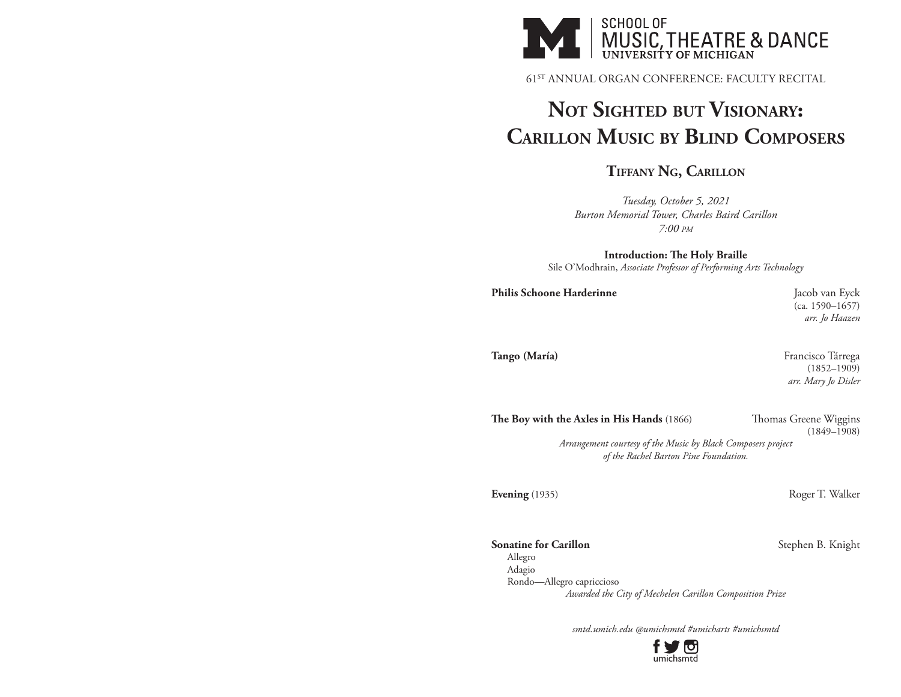SCHOOL OF MUSIC, THEATRE & DANCE
UNIVERSITY OF MICHIGAN

61ST ANNUAL ORGAN CONFERENCE: FACULTY RECITAL

# Not Sighted but Visionary: Carillon Music by Blind Composers

## Tiffany Ng, Carillon

*Tuesday, October 5, 2021*
*Burton Memorial Tower, Charles Baird Carillon*
*7:00 PM*

**Introduction: The Holy Braille**
Sile O'Modhrain, *Associate Professor of Performing Arts Technology*

**Philis Schoone Harderinne** — Jacob van Eyck (ca. 1590–1657), *arr. Jo Haazen*

**Tango (María)** — Francisco Tárrega (1852–1909), *arr. Mary Jo Disler*

**The Boy with the Axles in His Hands** (1866) — Thomas Greene Wiggins (1849–1908)

*Arrangement courtesy of the Music by Black Composers project of the Rachel Barton Pine Foundation.*

**Evening** (1935) — Roger T. Walker

**Sonatine for Carillon** — Stephen B. Knight

- Allegro
- Adagio
- Rondo—Allegro capriccioso

*Awarded the City of Mechelen Carillon Composition Prize*

*smtd.umich.edu @umichsmtd #umicharts #umichsmtd*

umichsmtd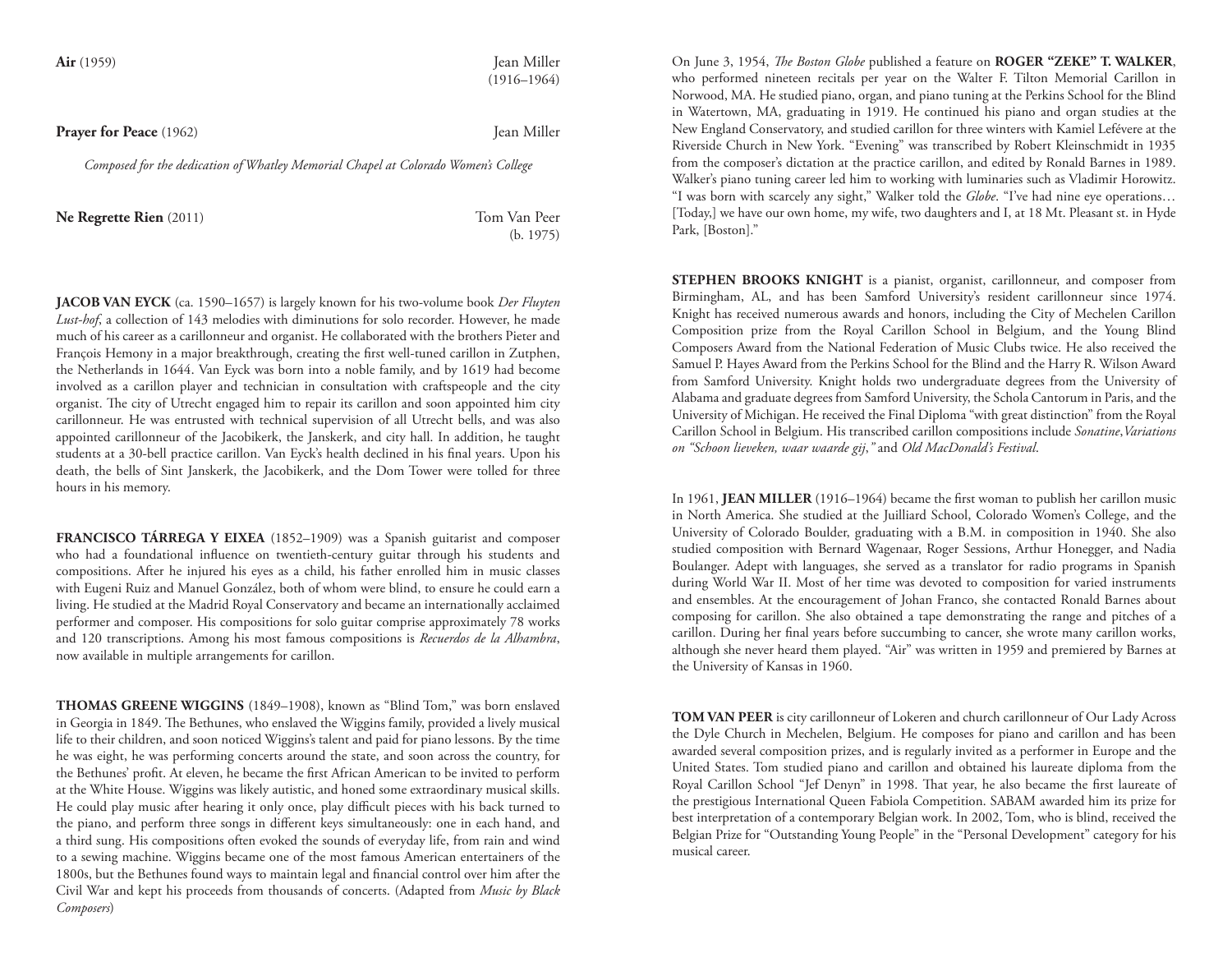**Air** (1959) Jean Miller (1916–1964)

**Prayer for Peace** (1962) Jean Miller

*Composed for the dedication of Whatley Memorial Chapel at Colorado Women's College*

**Ne Regrette Rien** (2011) Tom Van Peer (b. 1975)

**JACOB VAN EYCK** (ca. 1590–1657) is largely known for his two-volume book *Der Fluyten Lust-hof*, a collection of 143 melodies with diminutions for solo recorder. However, he made much of his career as a carillonneur and organist. He collaborated with the brothers Pieter and François Hemony in a major breakthrough, creating the first well-tuned carillon in Zutphen, the Netherlands in 1644. Van Eyck was born into a noble family, and by 1619 had become involved as a carillon player and technician in consultation with craftspeople and the city organist. The city of Utrecht engaged him to repair its carillon and soon appointed him city carillonneur. He was entrusted with technical supervision of all Utrecht bells, and was also appointed carillonneur of the Jacobikerk, the Janskerk, and city hall. In addition, he taught students at a 30-bell practice carillon. Van Eyck's health declined in his final years. Upon his death, the bells of Sint Janskerk, the Jacobikerk, and the Dom Tower were tolled for three hours in his memory.

**FRANCISCO TÁRREGA Y EIXEA** (1852–1909) was a Spanish guitarist and composer who had a foundational influence on twentieth-century guitar through his students and compositions. After he injured his eyes as a child, his father enrolled him in music classes with Eugeni Ruiz and Manuel González, both of whom were blind, to ensure he could earn a living. He studied at the Madrid Royal Conservatory and became an internationally acclaimed performer and composer. His compositions for solo guitar comprise approximately 78 works and 120 transcriptions. Among his most famous compositions is *Recuerdos de la Alhambra*, now available in multiple arrangements for carillon.

**THOMAS GREENE WIGGINS** (1849–1908), known as "Blind Tom," was born enslaved in Georgia in 1849. The Bethunes, who enslaved the Wiggins family, provided a lively musical life to their children, and soon noticed Wiggins's talent and paid for piano lessons. By the time he was eight, he was performing concerts around the state, and soon across the country, for the Bethunes' profit. At eleven, he became the first African American to be invited to perform at the White House. Wiggins was likely autistic, and honed some extraordinary musical skills. He could play music after hearing it only once, play difficult pieces with his back turned to the piano, and perform three songs in different keys simultaneously: one in each hand, and a third sung. His compositions often evoked the sounds of everyday life, from rain and wind to a sewing machine. Wiggins became one of the most famous American entertainers of the 1800s, but the Bethunes found ways to maintain legal and financial control over him after the Civil War and kept his proceeds from thousands of concerts. (Adapted from *Music by Black Composers*)

On June 3, 1954, *The Boston Globe* published a feature on **ROGER "ZEKE" T. WALKER**, who performed nineteen recitals per year on the Walter F. Tilton Memorial Carillon in Norwood, MA. He studied piano, organ, and piano tuning at the Perkins School for the Blind in Watertown, MA, graduating in 1919. He continued his piano and organ studies at the New England Conservatory, and studied carillon for three winters with Kamiel Lefévere at the Riverside Church in New York. "Evening" was transcribed by Robert Kleinschmidt in 1935 from the composer's dictation at the practice carillon, and edited by Ronald Barnes in 1989. Walker's piano tuning career led him to working with luminaries such as Vladimir Horowitz. "I was born with scarcely any sight," Walker told the *Globe*. "I've had nine eye operations… [Today,] we have our own home, my wife, two daughters and I, at 18 Mt. Pleasant st. in Hyde Park, [Boston]."

**STEPHEN BROOKS KNIGHT** is a pianist, organist, carillonneur, and composer from Birmingham, AL, and has been Samford University's resident carillonneur since 1974. Knight has received numerous awards and honors, including the City of Mechelen Carillon Composition prize from the Royal Carillon School in Belgium, and the Young Blind Composers Award from the National Federation of Music Clubs twice. He also received the Samuel P. Hayes Award from the Perkins School for the Blind and the Harry R. Wilson Award from Samford University. Knight holds two undergraduate degrees from the University of Alabama and graduate degrees from Samford University, the Schola Cantorum in Paris, and the University of Michigan. He received the Final Diploma "with great distinction" from the Royal Carillon School in Belgium. His transcribed carillon compositions include *Sonatine*,*Variations on "Schoon lieveken, waar waarde gij,"* and *Old MacDonald's Festival*.

In 1961, **JEAN MILLER** (1916–1964) became the first woman to publish her carillon music in North America. She studied at the Juilliard School, Colorado Women's College, and the University of Colorado Boulder, graduating with a B.M. in composition in 1940. She also studied composition with Bernard Wagenaar, Roger Sessions, Arthur Honegger, and Nadia Boulanger. Adept with languages, she served as a translator for radio programs in Spanish during World War II. Most of her time was devoted to composition for varied instruments and ensembles. At the encouragement of Johan Franco, she contacted Ronald Barnes about composing for carillon. She also obtained a tape demonstrating the range and pitches of a carillon. During her final years before succumbing to cancer, she wrote many carillon works, although she never heard them played. "Air" was written in 1959 and premiered by Barnes at the University of Kansas in 1960.

**TOM VAN PEER** is city carillonneur of Lokeren and church carillonneur of Our Lady Across the Dyle Church in Mechelen, Belgium. He composes for piano and carillon and has been awarded several composition prizes, and is regularly invited as a performer in Europe and the United States. Tom studied piano and carillon and obtained his laureate diploma from the Royal Carillon School "Jef Denyn" in 1998. That year, he also became the first laureate of the prestigious International Queen Fabiola Competition. SABAM awarded him its prize for best interpretation of a contemporary Belgian work. In 2002, Tom, who is blind, received the Belgian Prize for "Outstanding Young People" in the "Personal Development" category for his musical career.